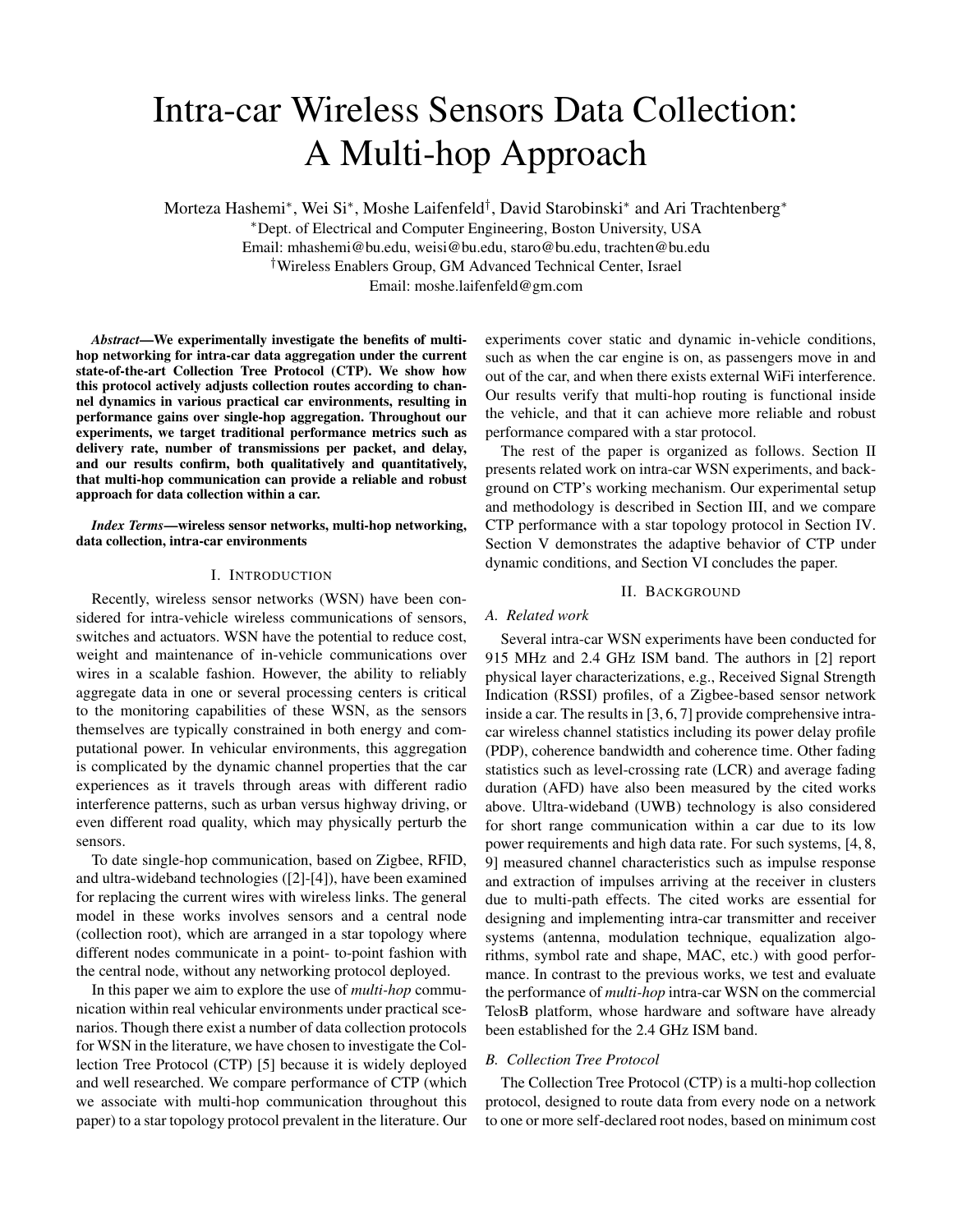# Intra-car Wireless Sensors Data Collection: A Multi-hop Approach

Morteza Hashemi[*], Wei Si[*], Moshe Laifenfeld[†], David Starobinski[*] and Ari Trachtenberg[*]

[*]Dept. of Electrical and Computer Engineering, Boston University, USA

Email: mhashemi@bu.edu, weisi@bu.edu, staro@bu.edu, trachten@bu.edu

[†]Wireless Enablers Group, GM Advanced Technical Center, Israel

Email: moshe.laifenfeld@gm.com

***Abstract*—We experimentally investigate the benefits of multi-hop networking for intra-car data aggregation under the current state-of-the-art Collection Tree Protocol (CTP). We show how this protocol actively adjusts collection routes according to channel dynamics in various practical car environments, resulting in performance gains over single-hop aggregation. Throughout our experiments, we target traditional performance metrics such as delivery rate, number of transmissions per packet, and delay, and our results confirm, both qualitatively and quantitatively, that multi-hop communication can provide a reliable and robust approach for data collection within a car.**

***Index Terms*—wireless sensor networks, multi-hop networking, data collection, intra-car environments**

## I. Introduction

Recently, wireless sensor networks (WSN) have been considered for intra-vehicle wireless communications of sensors, switches and actuators. WSN have the potential to reduce cost, weight and maintenance of in-vehicle communications over wires in a scalable fashion. However, the ability to reliably aggregate data in one or several processing centers is critical to the monitoring capabilities of these WSN, as the sensors themselves are typically constrained in both energy and computational power. In vehicular environments, this aggregation is complicated by the dynamic channel properties that the car experiences as it travels through areas with different radio interference patterns, such as urban versus highway driving, or even different road quality, which may physically perturb the sensors.

To date single-hop communication, based on Zigbee, RFID, and ultra-wideband technologies ([2]-[4]), have been examined for replacing the current wires with wireless links. The general model in these works involves sensors and a central node (collection root), which are arranged in a star topology where different nodes communicate in a point- to-point fashion with the central node, without any networking protocol deployed.

In this paper we aim to explore the use of *multi-hop* communication within real vehicular environments under practical scenarios. Though there exist a number of data collection protocols for WSN in the literature, we have chosen to investigate the Collection Tree Protocol (CTP) [5] because it is widely deployed and well researched. We compare performance of CTP (which we associate with multi-hop communication throughout this paper) to a star topology protocol prevalent in the literature. Our experiments cover static and dynamic in-vehicle conditions, such as when the car engine is on, as passengers move in and out of the car, and when there exists external WiFi interference. Our results verify that multi-hop routing is functional inside the vehicle, and that it can achieve more reliable and robust performance compared with a star protocol.

The rest of the paper is organized as follows. Section II presents related work on intra-car WSN experiments, and background on CTP's working mechanism. Our experimental setup and methodology is described in Section III, and we compare CTP performance with a star topology protocol in Section IV. Section V demonstrates the adaptive behavior of CTP under dynamic conditions, and Section VI concludes the paper.

## II. Background

### *A. Related work*

Several intra-car WSN experiments have been conducted for 915 MHz and 2.4 GHz ISM band. The authors in [2] report physical layer characterizations, e.g., Received Signal Strength Indication (RSSI) profiles, of a Zigbee-based sensor network inside a car. The results in [3, 6, 7] provide comprehensive intra-car wireless channel statistics including its power delay profile (PDP), coherence bandwidth and coherence time. Other fading statistics such as level-crossing rate (LCR) and average fading duration (AFD) have also been measured by the cited works above. Ultra-wideband (UWB) technology is also considered for short range communication within a car due to its low power requirements and high data rate. For such systems, [4, 8, 9] measured channel characteristics such as impulse response and extraction of impulses arriving at the receiver in clusters due to multi-path effects. The cited works are essential for designing and implementing intra-car transmitter and receiver systems (antenna, modulation technique, equalization algorithms, symbol rate and shape, MAC, etc.) with good performance. In contrast to the previous works, we test and evaluate the performance of *multi-hop* intra-car WSN on the commercial TelosB platform, whose hardware and software have already been established for the 2.4 GHz ISM band.

### *B. Collection Tree Protocol*

The Collection Tree Protocol (CTP) is a multi-hop collection protocol, designed to route data from every node on a network to one or more self-declared root nodes, based on minimum cost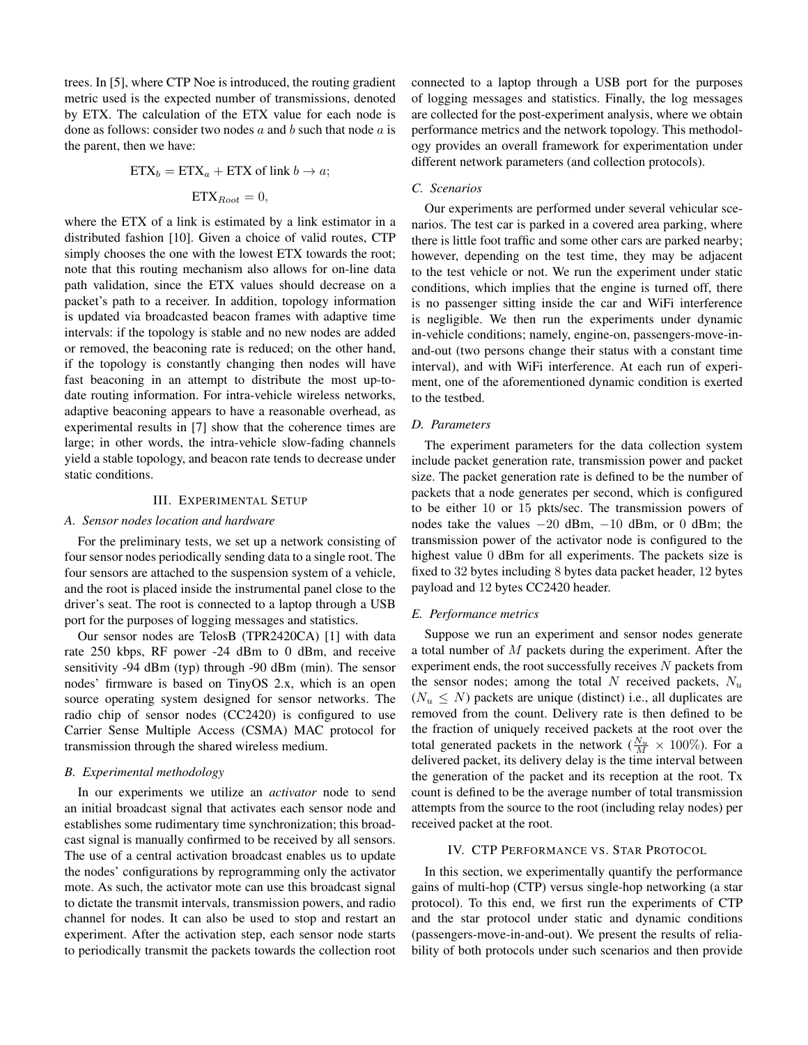trees. In [5], where CTP Noe is introduced, the routing gradient metric used is the expected number of transmissions, denoted by ETX. The calculation of the ETX value for each node is done as follows: consider two nodes $a$ and $b$ such that node $a$ is the parent, then we have:

$$\text{ETX}_b = \text{ETX}_a + \text{ETX of link } b \rightarrow a;$$

$$\text{ETX}_{Root} = 0,$$

where the ETX of a link is estimated by a link estimator in a distributed fashion [10]. Given a choice of valid routes, CTP simply chooses the one with the lowest ETX towards the root; note that this routing mechanism also allows for on-line data path validation, since the ETX values should decrease on a packet's path to a receiver. In addition, topology information is updated via broadcasted beacon frames with adaptive time intervals: if the topology is stable and no new nodes are added or removed, the beaconing rate is reduced; on the other hand, if the topology is constantly changing then nodes will have fast beaconing in an attempt to distribute the most up-to-date routing information. For intra-vehicle wireless networks, adaptive beaconing appears to have a reasonable overhead, as experimental results in [7] show that the coherence times are large; in other words, the intra-vehicle slow-fading channels yield a stable topology, and beacon rate tends to decrease under static conditions.

## III. Experimental Setup

### A. Sensor nodes location and hardware

For the preliminary tests, we set up a network consisting of four sensor nodes periodically sending data to a single root. The four sensors are attached to the suspension system of a vehicle, and the root is placed inside the instrumental panel close to the driver's seat. The root is connected to a laptop through a USB port for the purposes of logging messages and statistics.

Our sensor nodes are TelosB (TPR2420CA) [1] with data rate 250 kbps, RF power -24 dBm to 0 dBm, and receive sensitivity -94 dBm (typ) through -90 dBm (min). The sensor nodes' firmware is based on TinyOS 2.x, which is an open source operating system designed for sensor networks. The radio chip of sensor nodes (CC2420) is configured to use Carrier Sense Multiple Access (CSMA) MAC protocol for transmission through the shared wireless medium.

### B. Experimental methodology

In our experiments we utilize an *activator* node to send an initial broadcast signal that activates each sensor node and establishes some rudimentary time synchronization; this broadcast signal is manually confirmed to be received by all sensors. The use of a central activation broadcast enables us to update the nodes' configurations by reprogramming only the activator mote. As such, the activator mote can use this broadcast signal to dictate the transmit intervals, transmission powers, and radio channel for nodes. It can also be used to stop and restart an experiment. After the activation step, each sensor node starts to periodically transmit the packets towards the collection root connected to a laptop through a USB port for the purposes of logging messages and statistics. Finally, the log messages are collected for the post-experiment analysis, where we obtain performance metrics and the network topology. This methodology provides an overall framework for experimentation under different network parameters (and collection protocols).

### C. Scenarios

Our experiments are performed under several vehicular scenarios. The test car is parked in a covered area parking, where there is little foot traffic and some other cars are parked nearby; however, depending on the test time, they may be adjacent to the test vehicle or not. We run the experiment under static conditions, which implies that the engine is turned off, there is no passenger sitting inside the car and WiFi interference is negligible. We then run the experiments under dynamic in-vehicle conditions; namely, engine-on, passengers-move-in-and-out (two persons change their status with a constant time interval), and with WiFi interference. At each run of experiment, one of the aforementioned dynamic condition is exerted to the testbed.

### D. Parameters

The experiment parameters for the data collection system include packet generation rate, transmission power and packet size. The packet generation rate is defined to be the number of packets that a node generates per second, which is configured to be either $10$ or $15$ pkts/sec. The transmission powers of nodes take the values $-20$ dBm, $-10$ dBm, or $0$ dBm; the transmission power of the activator node is configured to the highest value $0$ dBm for all experiments. The packets size is fixed to $32$ bytes including $8$ bytes data packet header, $12$ bytes payload and $12$ bytes CC2420 header.

### E. Performance metrics

Suppose we run an experiment and sensor nodes generate a total number of $M$ packets during the experiment. After the experiment ends, the root successfully receives $N$ packets from the sensor nodes; among the total $N$ received packets, $N_u$ ($N_u \leq N$) packets are unique (distinct) i.e., all duplicates are removed from the count. Delivery rate is then defined to be the fraction of uniquely received packets at the root over the total generated packets in the network ($\frac{N_u}{M} \times 100\%$). For a delivered packet, its delivery delay is the time interval between the generation of the packet and its reception at the root. Tx count is defined to be the average number of total transmission attempts from the source to the root (including relay nodes) per received packet at the root.

## IV. CTP Performance vs. Star Protocol

In this section, we experimentally quantify the performance gains of multi-hop (CTP) versus single-hop networking (a star protocol). To this end, we first run the experiments of CTP and the star protocol under static and dynamic conditions (passengers-move-in-and-out). We present the results of reliability of both protocols under such scenarios and then provide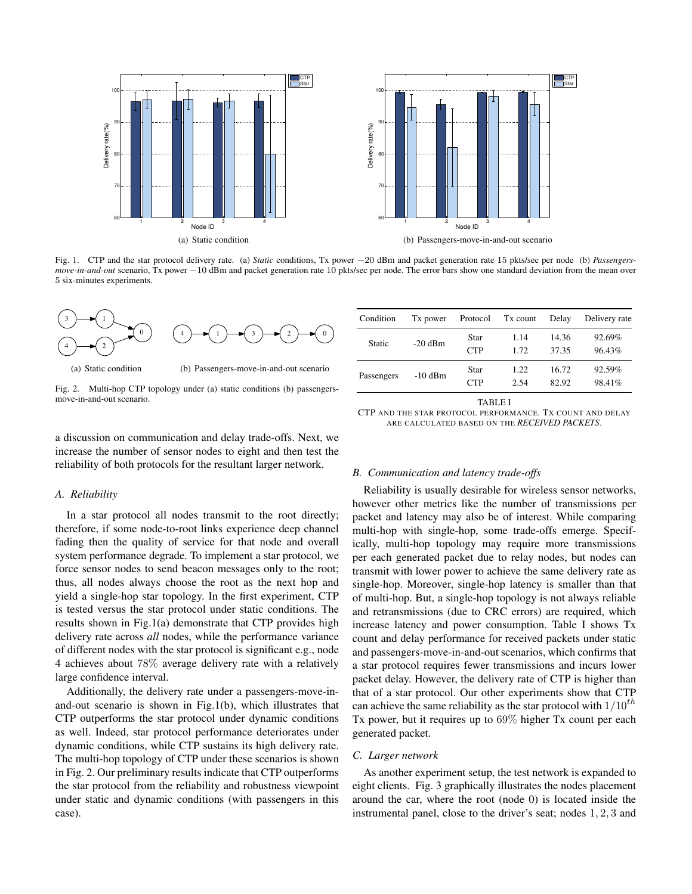Fig. 1. CTP and the star protocol delivery rate. (a) *Static* conditions, Tx power −20 dBm and packet generation rate 15 pkts/sec per node (b) *Passengers-move-in-and-out* scenario, Tx power −10 dBm and packet generation rate 10 pkts/sec per node. The error bars show one standard deviation from the mean over 5 six-minutes experiments.

Fig. 2. Multi-hop CTP topology under (a) static conditions (b) passengers-move-in-and-out scenario.

| Condition | Tx power | Protocol | Tx count | Delay | Delivery rate |
|---|---|---|---|---|---|
| Static | -20 dBm | Star | 1.14 | 14.36 | 92.69% |
| | | CTP | 1.72 | 37.35 | 96.43% |
| Passengers | -10 dBm | Star | 1.22 | 16.72 | 92.59% |
| | | CTP | 2.54 | 82.92 | 98.41% |

TABLE I

CTP AND THE STAR PROTOCOL PERFORMANCE. TX COUNT AND DELAY ARE CALCULATED BASED ON THE *RECEIVED PACKETS*.

a discussion on communication and delay trade-offs. Next, we increase the number of sensor nodes to eight and then test the reliability of both protocols for the resultant larger network.

### A. Reliability

In a star protocol all nodes transmit to the root directly; therefore, if some node-to-root links experience deep channel fading then the quality of service for that node and overall system performance degrade. To implement a star protocol, we force sensor nodes to send beacon messages only to the root; thus, all nodes always choose the root as the next hop and yield a single-hop star topology. In the first experiment, CTP is tested versus the star protocol under static conditions. The results shown in Fig.1(a) demonstrate that CTP provides high delivery rate across *all* nodes, while the performance variance of different nodes with the star protocol is significant e.g., node 4 achieves about 78% average delivery rate with a relatively large confidence interval.

Additionally, the delivery rate under a passengers-move-in-and-out scenario is shown in Fig.1(b), which illustrates that CTP outperforms the star protocol under dynamic conditions as well. Indeed, star protocol performance deteriorates under dynamic conditions, while CTP sustains its high delivery rate. The multi-hop topology of CTP under these scenarios is shown in Fig. 2. Our preliminary results indicate that CTP outperforms the star protocol from the reliability and robustness viewpoint under static and dynamic conditions (with passengers in this case).

### B. Communication and latency trade-offs

Reliability is usually desirable for wireless sensor networks, however other metrics like the number of transmissions per packet and latency may also be of interest. While comparing multi-hop with single-hop, some trade-offs emerge. Specifically, multi-hop topology may require more transmissions per each generated packet due to relay nodes, but nodes can transmit with lower power to achieve the same delivery rate as single-hop. Moreover, single-hop latency is smaller than that of multi-hop. But, a single-hop topology is not always reliable and retransmissions (due to CRC errors) are required, which increase latency and power consumption. Table I shows Tx count and delay performance for received packets under static and passengers-move-in-and-out scenarios, which confirms that a star protocol requires fewer transmissions and incurs lower packet delay. However, the delivery rate of CTP is higher than that of a star protocol. Our other experiments show that CTP can achieve the same reliability as the star protocol with $1/10^{th}$ Tx power, but it requires up to 69% higher Tx count per each generated packet.

### C. Larger network

As another experiment setup, the test network is expanded to eight clients. Fig. 3 graphically illustrates the nodes placement around the car, where the root (node 0) is located inside the instrumental panel, close to the driver's seat; nodes $1, 2, 3$ and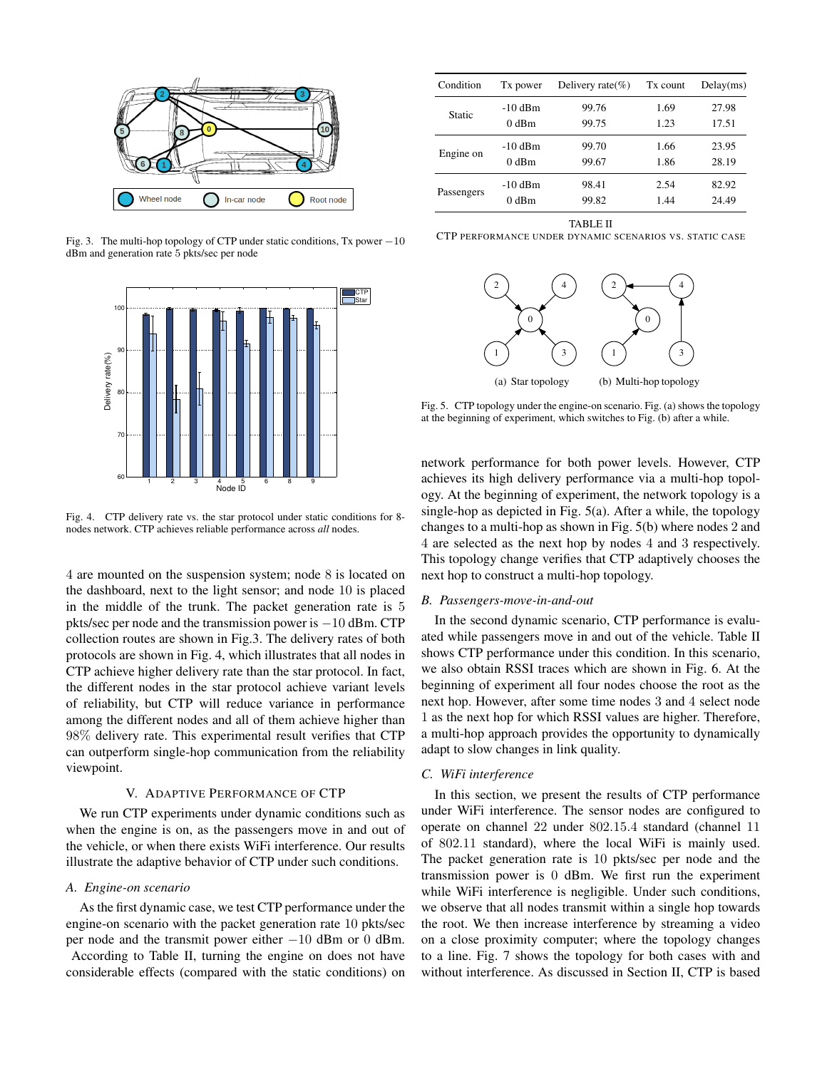Fig. 3. The multi-hop topology of CTP under static conditions, Tx power $-10$ dBm and generation rate 5 pkts/sec per node

Fig. 4. CTP delivery rate vs. the star protocol under static conditions for 8-nodes network. CTP achieves reliable performance across *all* nodes.

4 are mounted on the suspension system; node 8 is located on the dashboard, next to the light sensor; and node 10 is placed in the middle of the trunk. The packet generation rate is 5 pkts/sec per node and the transmission power is $-10$ dBm. CTP collection routes are shown in Fig.3. The delivery rates of both protocols are shown in Fig. 4, which illustrates that all nodes in CTP achieve higher delivery rate than the star protocol. In fact, the different nodes in the star protocol achieve variant levels of reliability, but CTP will reduce variance in performance among the different nodes and all of them achieve higher than 98% delivery rate. This experimental result verifies that CTP can outperform single-hop communication from the reliability viewpoint.

## V. Adaptive Performance of CTP

We run CTP experiments under dynamic conditions such as when the engine is on, as the passengers move in and out of the vehicle, or when there exists WiFi interference. Our results illustrate the adaptive behavior of CTP under such conditions.

### *A. Engine-on scenario*

As the first dynamic case, we test CTP performance under the engine-on scenario with the packet generation rate 10 pkts/sec per node and the transmit power either $-10$ dBm or 0 dBm. According to Table II, turning the engine on does not have considerable effects (compared with the static conditions) on

| Condition | Tx power | Delivery rate(%) | Tx count | Delay(ms) |
|---|---|---|---|---|
| Static | -10 dBm | 99.76 | 1.69 | 27.98 |
| | 0 dBm | 99.75 | 1.23 | 17.51 |
| Engine on | -10 dBm | 99.70 | 1.66 | 23.95 |
| | 0 dBm | 99.67 | 1.86 | 28.19 |
| Passengers | -10 dBm | 98.41 | 2.54 | 82.92 |
| | 0 dBm | 99.82 | 1.44 | 24.49 |

TABLE II
CTP performance under dynamic scenarios vs. static case

(a) Star topology (b) Multi-hop topology

Fig. 5. CTP topology under the engine-on scenario. Fig. (a) shows the topology at the beginning of experiment, which switches to Fig. (b) after a while.

network performance for both power levels. However, CTP achieves its high delivery performance via a multi-hop topology. At the beginning of experiment, the network topology is a single-hop as depicted in Fig. 5(a). After a while, the topology changes to a multi-hop as shown in Fig. 5(b) where nodes 2 and 4 are selected as the next hop by nodes 4 and 3 respectively. This topology change verifies that CTP adaptively chooses the next hop to construct a multi-hop topology.

### *B. Passengers-move-in-and-out*

In the second dynamic scenario, CTP performance is evaluated while passengers move in and out of the vehicle. Table II shows CTP performance under this condition. In this scenario, we also obtain RSSI traces which are shown in Fig. 6. At the beginning of experiment all four nodes choose the root as the next hop. However, after some time nodes 3 and 4 select node 1 as the next hop for which RSSI values are higher. Therefore, a multi-hop approach provides the opportunity to dynamically adapt to slow changes in link quality.

### *C. WiFi interference*

In this section, we present the results of CTP performance under WiFi interference. The sensor nodes are configured to operate on channel 22 under 802.15.4 standard (channel 11 of 802.11 standard), where the local WiFi is mainly used. The packet generation rate is 10 pkts/sec per node and the transmission power is 0 dBm. We first run the experiment while WiFi interference is negligible. Under such conditions, we observe that all nodes transmit within a single hop towards the root. We then increase interference by streaming a video on a close proximity computer; where the topology changes to a line. Fig. 7 shows the topology for both cases with and without interference. As discussed in Section II, CTP is based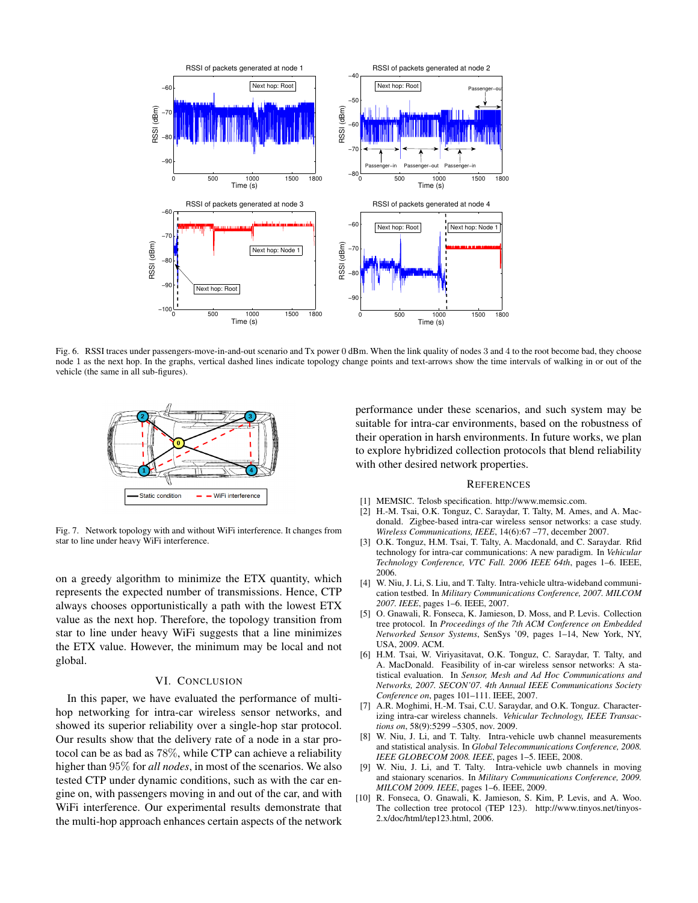RSSI of packets generated at node 1

Next hop: Root

RSSI (dBm)

Time (s)

RSSI of packets generated at node 2

Next hop: Root

Passenger–out

Passenger–in

Passenger–out

Passenger–in

RSSI (dBm)

Time (s)

RSSI of packets generated at node 3

Next hop: Node 1

Next hop: Root

RSSI (dBm)

Time (s)

RSSI of packets generated at node 4

Next hop: Root

Next hop: Node 1

RSSI (dBm)

Time (s)

Fig. 6. RSSI traces under passengers-move-in-and-out scenario and Tx power 0 dBm. When the link quality of nodes 3 and 4 to the root become bad, they choose node 1 as the next hop. In the graphs, vertical dashed lines indicate topology change points and text-arrows show the time intervals of walking in or out of the vehicle (the same in all sub-figures).

Static condition

WiFi interference

Fig. 7. Network topology with and without WiFi interference. It changes from star to line under heavy WiFi interference.

on a greedy algorithm to minimize the ETX quantity, which represents the expected number of transmissions. Hence, CTP always chooses opportunistically a path with the lowest ETX value as the next hop. Therefore, the topology transition from star to line under heavy WiFi suggests that a line minimizes the ETX value. However, the minimum may be local and not global.

## VI. Conclusion

In this paper, we have evaluated the performance of multi-hop networking for intra-car wireless sensor networks, and showed its superior reliability over a single-hop star protocol. Our results show that the delivery rate of a node in a star protocol can be as bad as 78%, while CTP can achieve a reliability higher than 95% for *all nodes*, in most of the scenarios. We also tested CTP under dynamic conditions, such as with the car engine on, with passengers moving in and out of the car, and with WiFi interference. Our experimental results demonstrate that the multi-hop approach enhances certain aspects of the network performance under these scenarios, and such system may be suitable for intra-car environments, based on the robustness of their operation in harsh environments. In future works, we plan to explore hybridized collection protocols that blend reliability with other desired network properties.

## References

[1] MEMSIC. Telosb specification. http://www.memsic.com.

[2] H.-M. Tsai, O.K. Tonguz, C. Saraydar, T. Talty, M. Ames, and A. Macdonald. Zigbee-based intra-car wireless sensor networks: a case study. *Wireless Communications, IEEE*, 14(6):67 –77, december 2007.

[3] O.K. Tonguz, H.M. Tsai, T. Talty, A. Macdonald, and C. Saraydar. Rfid technology for intra-car communications: A new paradigm. In *Vehicular Technology Conference, VTC Fall. 2006 IEEE 64th*, pages 1–6. IEEE, 2006.

[4] W. Niu, J. Li, S. Liu, and T. Talty. Intra-vehicle ultra-wideband communication testbed. In *Military Communications Conference, 2007. MILCOM 2007. IEEE*, pages 1–6. IEEE, 2007.

[5] O. Gnawali, R. Fonseca, K. Jamieson, D. Moss, and P. Levis. Collection tree protocol. In *Proceedings of the 7th ACM Conference on Embedded Networked Sensor Systems*, SenSys '09, pages 1–14, New York, NY, USA, 2009. ACM.

[6] H.M. Tsai, W. Viriyasitavat, O.K. Tonguz, C. Saraydar, T. Talty, and A. MacDonald. Feasibility of in-car wireless sensor networks: A statistical evaluation. In *Sensor, Mesh and Ad Hoc Communications and Networks, 2007. SECON'07. 4th Annual IEEE Communications Society Conference on*, pages 101–111. IEEE, 2007.

[7] A.R. Moghimi, H.-M. Tsai, C.U. Saraydar, and O.K. Tonguz. Characterizing intra-car wireless channels. *Vehicular Technology, IEEE Transactions on*, 58(9):5299 –5305, nov. 2009.

[8] W. Niu, J. Li, and T. Talty. Intra-vehicle uwb channel measurements and statistical analysis. In *Global Telecommunications Conference, 2008. IEEE GLOBECOM 2008. IEEE*, pages 1–5. IEEE, 2008.

[9] W. Niu, J. Li, and T. Talty. Intra-vehicle uwb channels in moving and staionary scenarios. In *Military Communications Conference, 2009. MILCOM 2009. IEEE*, pages 1–6. IEEE, 2009.

[10] R. Fonseca, O. Gnawali, K. Jamieson, S. Kim, P. Levis, and A. Woo. The collection tree protocol (TEP 123). http://www.tinyos.net/tinyos-2.x/doc/html/tep123.html, 2006.